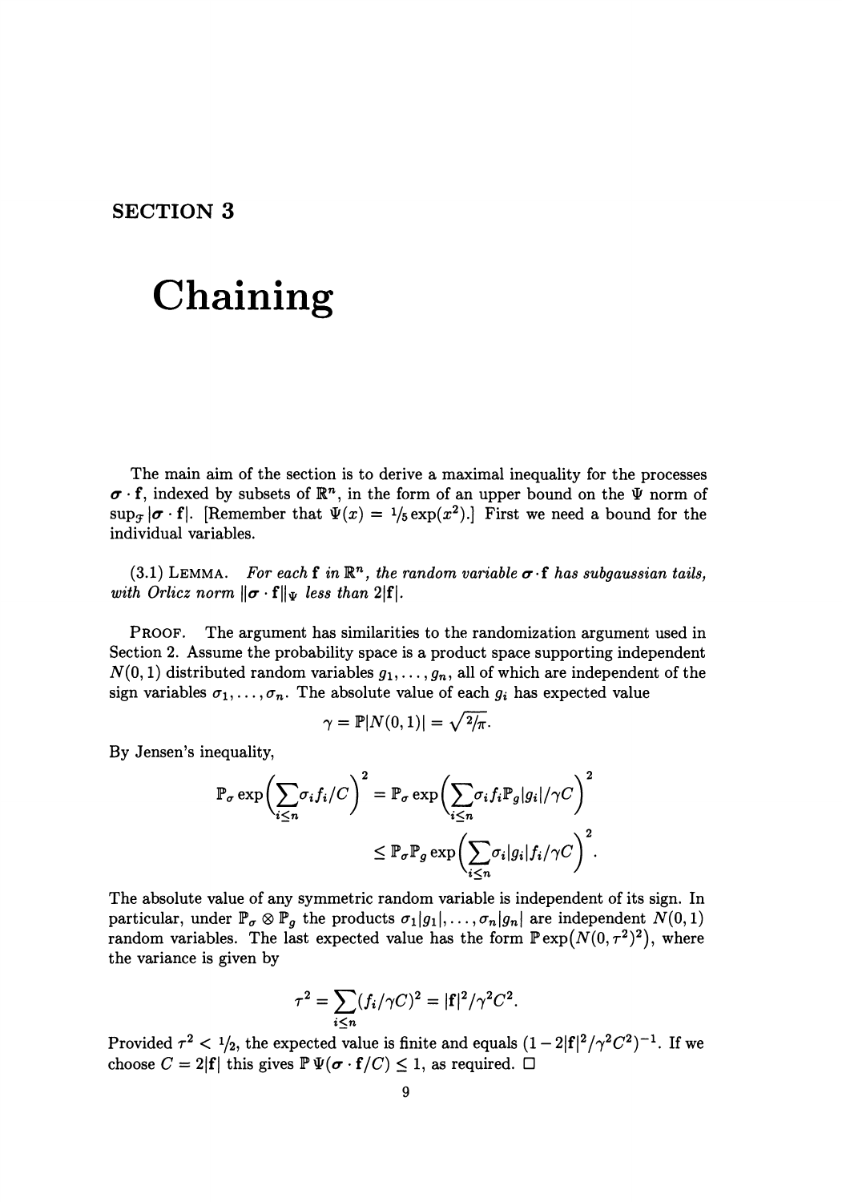# SECTION 3

# Chaining

The main aim of the section is to derive a maximal inequality for the processes $\boldsymbol{\sigma} \cdot \mathbf{f}$, indexed by subsets of $\mathbb{R}^n$, in the form of an upper bound on the $\Psi$ norm of $\sup_{\mathcal{F}} |\boldsymbol{\sigma} \cdot \mathbf{f}|$. [Remember that $\Psi(x) = \frac{1}{5}\exp(x^2)$.] First we need a bound for the individual variables.

(3.1) LEMMA. *For each* $\mathbf{f}$ *in* $\mathbb{R}^n$, *the random variable* $\boldsymbol{\sigma} \cdot \mathbf{f}$ *has subgaussian tails, with Orlicz norm* $\|\boldsymbol{\sigma} \cdot \mathbf{f}\|_\Psi$ *less than* $2|\mathbf{f}|$.

PROOF. The argument has similarities to the randomization argument used in Section 2. Assume the probability space is a product space supporting independent $N(0,1)$ distributed random variables $g_1, \ldots, g_n$, all of which are independent of the sign variables $\sigma_1, \ldots, \sigma_n$. The absolute value of each $g_i$ has expected value

$$\gamma = \mathbb{P}|N(0,1)| = \sqrt{2/\pi}.$$

By Jensen's inequality,

$$\begin{aligned}
\mathbb{P}_\sigma \exp\Big(\sum_{i \leq n} \sigma_i f_i / C\Big)^2 &= \mathbb{P}_\sigma \exp\Big(\sum_{i \leq n} \sigma_i f_i \mathbb{P}_g |g_i| / \gamma C\Big)^2 \\
&\leq \mathbb{P}_\sigma \mathbb{P}_g \exp\Big(\sum_{i \leq n} \sigma_i |g_i| f_i / \gamma C\Big)^2.
\end{aligned}$$

The absolute value of any symmetric random variable is independent of its sign. In particular, under $\mathbb{P}_\sigma \otimes \mathbb{P}_g$ the products $\sigma_1|g_1|, \ldots, \sigma_n|g_n|$ are independent $N(0,1)$ random variables. The last expected value has the form $\mathbb{P}\exp\big(N(0,\tau^2)^2\big)$, where the variance is given by

$$\tau^2 = \sum_{i \leq n} (f_i / \gamma C)^2 = |\mathbf{f}|^2 / \gamma^2 C^2.$$

Provided $\tau^2 < \frac{1}{2}$, the expected value is finite and equals $(1 - 2|\mathbf{f}|^2/\gamma^2 C^2)^{-1}$. If we choose $C = 2|\mathbf{f}|$ this gives $\mathbb{P}\,\Psi(\boldsymbol{\sigma} \cdot \mathbf{f}/C) \leq 1$, as required. □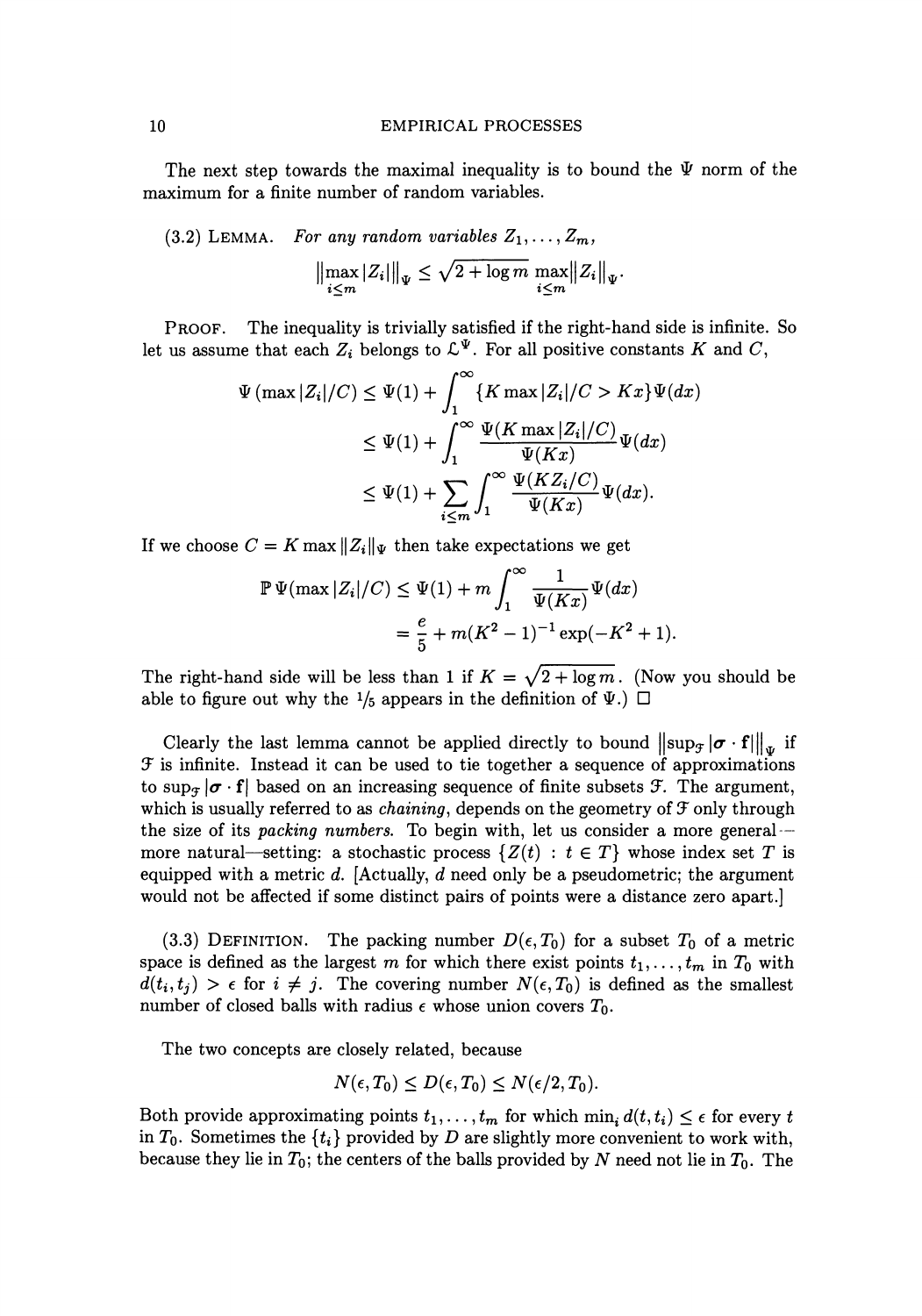The next step towards the maximal inequality is to bound the $\Psi$ norm of the maximum for a finite number of random variables.

(3.2) LEMMA. *For any random variables* $Z_1, \ldots, Z_m$,

$$\left\| \max_{i \le m} |Z_i| \right\|_\Psi \le \sqrt{2 + \log m}\, \max_{i \le m} \|Z_i\|_\Psi.$$

PROOF. The inequality is trivially satisfied if the right-hand side is infinite. So let us assume that each $Z_i$ belongs to $\mathcal{L}^\Psi$. For all positive constants $K$ and $C$,

$$\begin{aligned}
\Psi(\max |Z_i|/C) &\le \Psi(1) + \int_1^\infty \{K \max |Z_i|/C > Kx\} \Psi(dx) \\
&\le \Psi(1) + \int_1^\infty \frac{\Psi(K \max |Z_i|/C)}{\Psi(Kx)} \Psi(dx) \\
&\le \Psi(1) + \sum_{i \le m} \int_1^\infty \frac{\Psi(K Z_i/C)}{\Psi(Kx)} \Psi(dx).
\end{aligned}$$

If we choose $C = K \max \|Z_i\|_\Psi$ then take expectations we get

$$\begin{aligned}
\mathbb{P}\,\Psi(\max |Z_i|/C) &\le \Psi(1) + m \int_1^\infty \frac{1}{\Psi(Kx)} \Psi(dx) \\
&= \frac{e}{5} + m(K^2 - 1)^{-1} \exp(-K^2 + 1).
\end{aligned}$$

The right-hand side will be less than 1 if $K = \sqrt{2 + \log m}$. (Now you should be able to figure out why the $1/5$ appears in the definition of $\Psi$.) □

Clearly the last lemma cannot be applied directly to bound $\left\| \sup_{\mathcal{F}} |\boldsymbol{\sigma} \cdot \mathbf{f}| \right\|_\Psi$ if $\mathcal{F}$ is infinite. Instead it can be used to tie together a sequence of approximations to $\sup_{\mathcal{F}} |\boldsymbol{\sigma} \cdot \mathbf{f}|$ based on an increasing sequence of finite subsets $\mathcal{F}$. The argument, which is usually referred to as *chaining*, depends on the geometry of $\mathcal{F}$ only through the size of its *packing numbers*. To begin with, let us consider a more general—more natural—setting: a stochastic process $\{Z(t) : t \in T\}$ whose index set $T$ is equipped with a metric $d$. [Actually, $d$ need only be a pseudometric; the argument would not be affected if some distinct pairs of points were a distance zero apart.]

(3.3) DEFINITION. The packing number $D(\epsilon, T_0)$ for a subset $T_0$ of a metric space is defined as the largest $m$ for which there exist points $t_1, \ldots, t_m$ in $T_0$ with $d(t_i, t_j) > \epsilon$ for $i \ne j$. The covering number $N(\epsilon, T_0)$ is defined as the smallest number of closed balls with radius $\epsilon$ whose union covers $T_0$.

The two concepts are closely related, because

$$N(\epsilon, T_0) \le D(\epsilon, T_0) \le N(\epsilon/2, T_0).$$

Both provide approximating points $t_1, \ldots, t_m$ for which $\min_i d(t, t_i) \le \epsilon$ for every $t$ in $T_0$. Sometimes the $\{t_i\}$ provided by $D$ are slightly more convenient to work with, because they lie in $T_0$; the centers of the balls provided by $N$ need not lie in $T_0$. The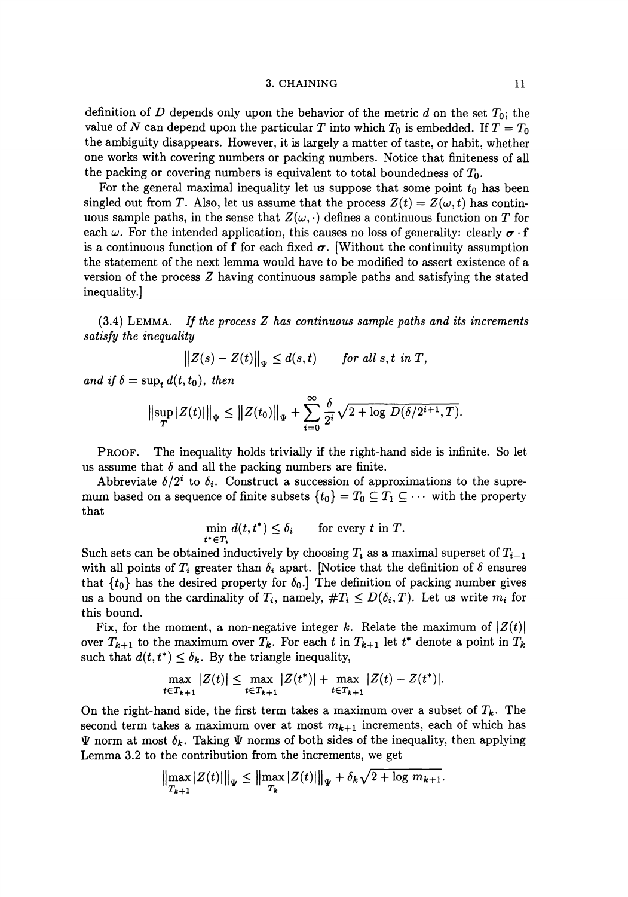definition of $D$ depends only upon the behavior of the metric $d$ on the set $T_0$; the value of $N$ can depend upon the particular $T$ into which $T_0$ is embedded. If $T = T_0$ the ambiguity disappears. However, it is largely a matter of taste, or habit, whether one works with covering numbers or packing numbers. Notice that finiteness of all the packing or covering numbers is equivalent to total boundedness of $T_0$.

For the general maximal inequality let us suppose that some point $t_0$ has been singled out from $T$. Also, let us assume that the process $Z(t) = Z(\omega, t)$ has continuous sample paths, in the sense that $Z(\omega, \cdot)$ defines a continuous function on $T$ for each $\omega$. For the intended application, this causes no loss of generality: clearly $\boldsymbol{\sigma} \cdot \mathbf{f}$ is a continuous function of $\mathbf{f}$ for each fixed $\boldsymbol{\sigma}$. [Without the continuity assumption the statement of the next lemma would have to be modified to assert existence of a version of the process $Z$ having continuous sample paths and satisfying the stated inequality.]

(3.4) LEMMA. *If the process $Z$ has continuous sample paths and its increments satisfy the inequality*

$$\|Z(s) - Z(t)\|_\Psi \leq d(s,t) \qquad \textit{for all } s, t \textit{ in } T,$$

*and if $\delta = \sup_t d(t, t_0)$, then*

$$\|\sup_T |Z(t)|\|_\Psi \leq \|Z(t_0)\|_\Psi + \sum_{i=0}^{\infty} \frac{\delta}{2^i}\sqrt{2 + \log D(\delta/2^{i+1}, T)}.$$

PROOF. The inequality holds trivially if the right-hand side is infinite. So let us assume that $\delta$ and all the packing numbers are finite.

Abbreviate $\delta/2^i$ to $\delta_i$. Construct a succession of approximations to the supremum based on a sequence of finite subsets $\{t_0\} = T_0 \subseteq T_1 \subseteq \cdots$ with the property that

$$\min_{t^* \in T_i} d(t, t^*) \leq \delta_i \qquad \text{for every } t \text{ in } T.$$

Such sets can be obtained inductively by choosing $T_i$ as a maximal superset of $T_{i-1}$ with all points of $T_i$ greater than $\delta_i$ apart. [Notice that the definition of $\delta$ ensures that $\{t_0\}$ has the desired property for $\delta_0$.] The definition of packing number gives us a bound on the cardinality of $T_i$, namely, $\#T_i \leq D(\delta_i, T)$. Let us write $m_i$ for this bound.

Fix, for the moment, a non-negative integer $k$. Relate the maximum of $|Z(t)|$ over $T_{k+1}$ to the maximum over $T_k$. For each $t$ in $T_{k+1}$ let $t^*$ denote a point in $T_k$ such that $d(t, t^*) \leq \delta_k$. By the triangle inequality,

$$\max_{t \in T_{k+1}} |Z(t)| \leq \max_{t \in T_{k+1}} |Z(t^*)| + \max_{t \in T_{k+1}} |Z(t) - Z(t^*)|.$$

On the right-hand side, the first term takes a maximum over a subset of $T_k$. The second term takes a maximum over at most $m_{k+1}$ increments, each of which has $\Psi$ norm at most $\delta_k$. Taking $\Psi$ norms of both sides of the inequality, then applying Lemma 3.2 to the contribution from the increments, we get

$$\|\max_{T_{k+1}} |Z(t)|\|_\Psi \leq \|\max_{T_k} |Z(t)|\|_\Psi + \delta_k\sqrt{2 + \log m_{k+1}}.$$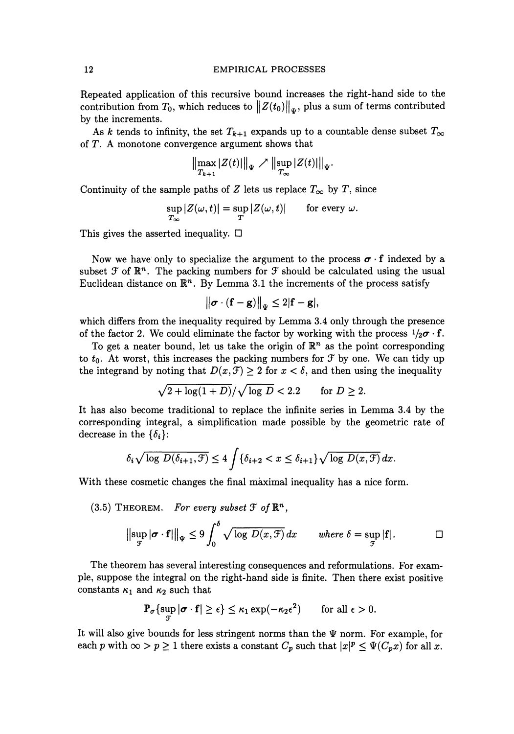Repeated application of this recursive bound increases the right-hand side to the contribution from $T_0$, which reduces to $\|Z(t_0)\|_\Psi$, plus a sum of terms contributed by the increments.

As $k$ tends to infinity, the set $T_{k+1}$ expands up to a countable dense subset $T_\infty$ of $T$. A monotone convergence argument shows that

$$\|\max_{T_{k+1}} |Z(t)|\|_\Psi \nearrow \|\sup_{T_\infty} |Z(t)|\|_\Psi.$$

Continuity of the sample paths of $Z$ lets us replace $T_\infty$ by $T$, since

$$\sup_{T_\infty} |Z(\omega, t)| = \sup_T |Z(\omega, t)| \qquad \text{for every } \omega.$$

This gives the asserted inequality. □

Now we have only to specialize the argument to the process $\boldsymbol{\sigma} \cdot \mathbf{f}$ indexed by a subset $\mathcal{F}$ of $\mathbb{R}^n$. The packing numbers for $\mathcal{F}$ should be calculated using the usual Euclidean distance on $\mathbb{R}^n$. By Lemma 3.1 the increments of the process satisfy

$$\|\boldsymbol{\sigma} \cdot (\mathbf{f} - \mathbf{g})\|_\Psi \le 2|\mathbf{f} - \mathbf{g}|,$$

which differs from the inequality required by Lemma 3.4 only through the presence of the factor 2. We could eliminate the factor by working with the process $1/2\boldsymbol{\sigma} \cdot \mathbf{f}$.

To get a neater bound, let us take the origin of $\mathbb{R}^n$ as the point corresponding to $t_0$. At worst, this increases the packing numbers for $\mathcal{F}$ by one. We can tidy up the integrand by noting that $D(x, \mathcal{F}) \ge 2$ for $x < \delta$, and then using the inequality

$$\sqrt{2 + \log(1 + D)}/\sqrt{\log D} < 2.2 \qquad \text{for } D \ge 2.$$

It has also become traditional to replace the infinite series in Lemma 3.4 by the corresponding integral, a simplification made possible by the geometric rate of decrease in the $\{\delta_i\}$:

$$\delta_i \sqrt{\log D(\delta_{i+1}, \mathcal{F})} \le 4 \int \{\delta_{i+2} < x \le \delta_{i+1}\} \sqrt{\log D(x, \mathcal{F})}\, dx.$$

With these cosmetic changes the final maximal inequality has a nice form.

(3.5) THEOREM. *For every subset $\mathcal{F}$ of $\mathbb{R}^n$,*

$$\|\sup_{\mathcal{F}} |\boldsymbol{\sigma} \cdot \mathbf{f}|\|_\Psi \le 9 \int_0^\delta \sqrt{\log D(x, \mathcal{F})}\, dx \qquad \text{where } \delta = \sup_{\mathcal{F}} |\mathbf{f}|. \qquad □$$

The theorem has several interesting consequences and reformulations. For example, suppose the integral on the right-hand side is finite. Then there exist positive constants $\kappa_1$ and $\kappa_2$ such that

$$\mathbb{P}_\sigma\{\sup_{\mathcal{F}} |\boldsymbol{\sigma} \cdot \mathbf{f}| \ge \epsilon\} \le \kappa_1 \exp(-\kappa_2 \epsilon^2) \qquad \text{for all } \epsilon > 0.$$

It will also give bounds for less stringent norms than the $\Psi$ norm. For example, for each $p$ with $\infty > p \ge 1$ there exists a constant $C_p$ such that $|x|^p \le \Psi(C_p x)$ for all $x$.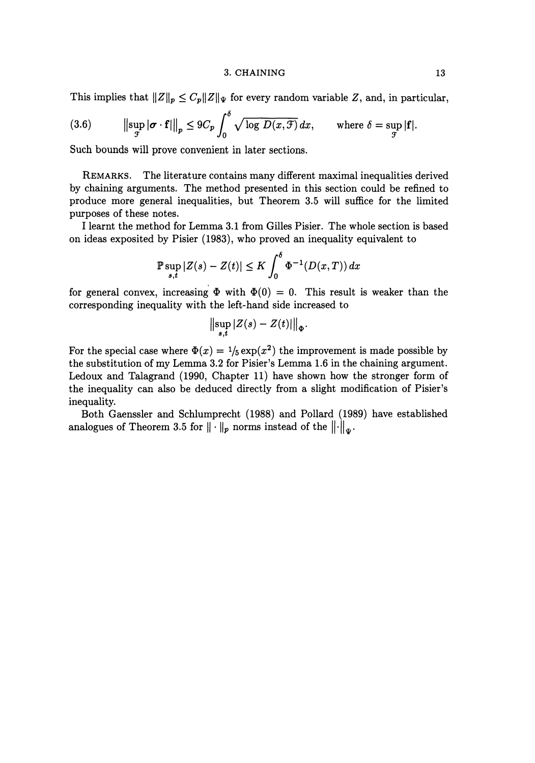This implies that $\|Z\|_p \le C_p \|Z\|_\Psi$ for every random variable $Z$, and, in particular,

$$\left\|\sup_{\mathcal{F}} |\boldsymbol{\sigma} \cdot \mathbf{f}|\right\|_p \le 9C_p \int_0^\delta \sqrt{\log D(x, \mathcal{F})}\, dx, \qquad \text{where } \delta = \sup_{\mathcal{F}} |\mathbf{f}|. \tag{3.6}$$

Such bounds will prove convenient in later sections.

REMARKS. The literature contains many different maximal inequalities derived by chaining arguments. The method presented in this section could be refined to produce more general inequalities, but Theorem 3.5 will suffice for the limited purposes of these notes.

I learnt the method for Lemma 3.1 from Gilles Pisier. The whole section is based on ideas exposited by Pisier (1983), who proved an inequality equivalent to

$$\mathbb{P} \sup_{s,t} |Z(s) - Z(t)| \le K \int_0^\delta \Phi^{-1}(D(x, T))\, dx$$

for general convex, increasing $\Phi$ with $\Phi(0) = 0$. This result is weaker than the corresponding inequality with the left-hand side increased to

$$\left\|\sup_{s,t} |Z(s) - Z(t)|\right\|_\Phi.$$

For the special case where $\Phi(x) = {}^1\!/_5 \exp(x^2)$ the improvement is made possible by the substitution of my Lemma 3.2 for Pisier's Lemma 1.6 in the chaining argument. Ledoux and Talagrand (1990, Chapter 11) have shown how the stronger form of the inequality can also be deduced directly from a slight modification of Pisier's inequality.

Both Gaenssler and Schlumprecht (1988) and Pollard (1989) have established analogues of Theorem 3.5 for $\|\cdot\|_p$ norms instead of the $\|\cdot\|_\Psi$.